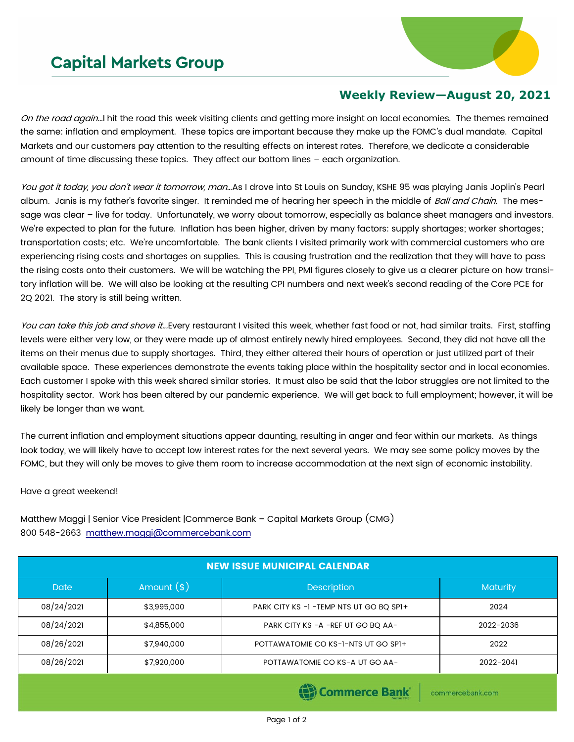# Capital Markets Group

## Weekly Review—August 20, 2021

*On the road again…*I hit the road this week visiting clients and getting more insight on local economies. The themes remained the same: inflation and employment. These topics are important because they make up the FOMC's dual mandate. Capital Markets and our customers pay attention to the resulting effects on interest rates. Therefore, we dedicate a considerable amount of time discussing these topics. They affect our bottom lines – each organization.

*You got it today, you don't wear it tomorrow, man…*As I drove into St Louis on Sunday, KSHE 95 was playing Janis Joplin's Pearl album. Janis is my father's favorite singer. It reminded me of hearing her speech in the middle of *Ball and Chain*. The message was clear – live for today. Unfortunately, we worry about tomorrow, especially as balance sheet managers and investors. We're expected to plan for the future. Inflation has been higher, driven by many factors: supply shortages; worker shortages; transportation costs; etc. We're uncomfortable. The bank clients I visited primarily work with commercial customers who are experiencing rising costs and shortages on supplies. This is causing frustration and the realization that they will have to pass the rising costs onto their customers. We will be watching the PPI, PMI figures closely to give us a clearer picture on how transitory inflation will be. We will also be looking at the resulting CPI numbers and next week's second reading of the Core PCE for 2Q 2021. The story is still being written.

*You can take this job and shove it…*Every restaurant I visited this week, whether fast food or not, had similar traits. First, staffing levels were either very low, or they were made up of almost entirely newly hired employees. Second, they did not have all the items on their menus due to supply shortages. Third, they either altered their hours of operation or just utilized part of their available space. These experiences demonstrate the events taking place within the hospitality sector and in local economies. Each customer I spoke with this week shared similar stories. It must also be said that the labor struggles are not limited to the hospitality sector. Work has been altered by our pandemic experience. We will get back to full employment; however, it will be likely be longer than we want.

The current inflation and employment situations appear daunting, resulting in anger and fear within our markets. As things look today, we will likely have to accept low interest rates for the next several years. We may see some policy moves by the FOMC, but they will only be moves to give them room to increase accommodation at the next sign of economic instability.

Have a great weekend!

Matthew Maggi | Senior Vice President |Commerce Bank – Capital Markets Group (CMG)
800 548-2663 matthew.maggi@commercebank.com

| NEW ISSUE MUNICIPAL CALENDAR | | | |
|---|---|---|---|
| Date | Amount ($) | Description | Maturity |
| 08/24/2021 | $3,995,000 | PARK CITY KS -1 -TEMP NTS UT GO BQ SP1+ | 2024 |
| 08/24/2021 | $4,855,000 | PARK CITY KS -A -REF UT GO BQ AA- | 2022-2036 |
| 08/26/2021 | $7,940,000 | POTTAWATOMIE CO KS-1-NTS UT GO SP1+ | 2022 |
| 08/26/2021 | $7,920,000 | POTTAWATOMIE CO KS-A UT GO AA- | 2022-2041 |

Commerce Bank | commercebank.com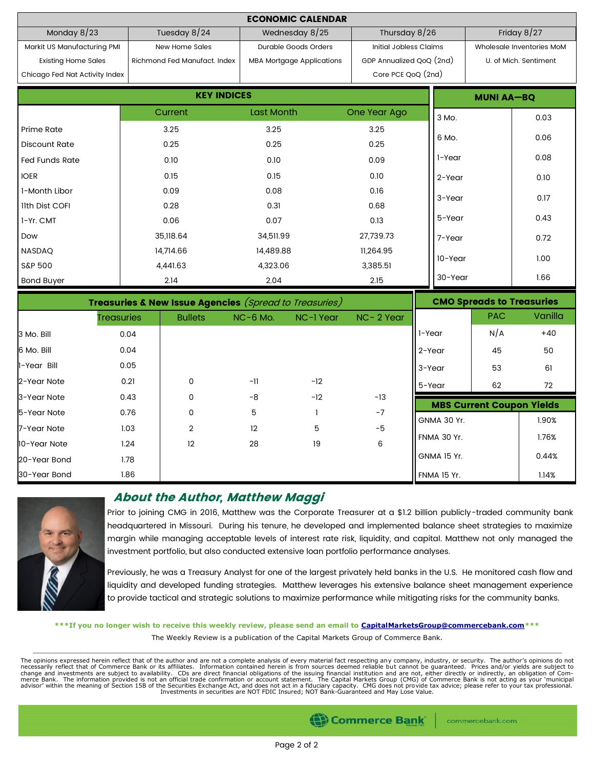## ECONOMIC CALENDAR

| Monday 8/23 | Tuesday 8/24 | Wednesday 8/25 | Thursday 8/26 | Friday 8/27 |
|---|---|---|---|---|
| Markit US Manufacturing PMI | New Home Sales | Durable Goods Orders | Initial Jobless Claims | Wholesale Inventories MoM |
| Existing Home Sales | Richmond Fed Manufact. Index | MBA Mortgage Applications | GDP Annualized QoQ (2nd) | U. of Mich. Sentiment |
| Chicago Fed Nat Activity Index | | | Core PCE QoQ (2nd) | |

## KEY INDICES

| | Current | Last Month | One Year Ago |
|---|---|---|---|
| Prime Rate | 3.25 | 3.25 | 3.25 |
| Discount Rate | 0.25 | 0.25 | 0.25 |
| Fed Funds Rate | 0.10 | 0.10 | 0.09 |
| IOER | 0.15 | 0.15 | 0.10 |
| 1-Month Libor | 0.09 | 0.08 | 0.16 |
| 11th Dist COFI | 0.28 | 0.31 | 0.68 |
| 1-Yr. CMT | 0.06 | 0.07 | 0.13 |
| Dow | 35,118.64 | 34,511.99 | 27,739.73 |
| NASDAQ | 14,714.66 | 14,489.88 | 11,264.95 |
| S&P 500 | 4,441.63 | 4,323.06 | 3,385.51 |
| Bond Buyer | 2.14 | 2.04 | 2.15 |

## MUNI AA—BQ

| | |
|---|---|
| 3 Mo. | 0.03 |
| 6 Mo. | 0.06 |
| 1-Year | 0.08 |
| 2-Year | 0.10 |
| 3-Year | 0.17 |
| 5-Year | 0.43 |
| 7-Year | 0.72 |
| 10-Year | 1.00 |
| 30-Year | 1.66 |

## Treasuries & New Issue Agencies *(Spread to Treasuries)*

| | Treasuries | Bullets | NC-6 Mo. | NC-1 Year | NC- 2 Year |
|---|---|---|---|---|---|
| 3 Mo. Bill | 0.04 | | | | |
| 6 Mo. Bill | 0.04 | | | | |
| 1-Year Bill | 0.05 | | | | |
| 2-Year Note | 0.21 | 0 | -11 | -12 | |
| 3-Year Note | 0.43 | 0 | -8 | -12 | -13 |
| 5-Year Note | 0.76 | 0 | 5 | 1 | -7 |
| 7-Year Note | 1.03 | 2 | 12 | 5 | -5 |
| 10-Year Note | 1.24 | 12 | 28 | 19 | 6 |
| 20-Year Bond | 1.78 | | | | |
| 30-Year Bond | 1.86 | | | | |

## CMO Spreads to Treasuries

| | PAC | Vanilla |
|---|---|---|
| 1-Year | N/A | +40 |
| 2-Year | 45 | 50 |
| 3-Year | 53 | 61 |
| 5-Year | 62 | 72 |

## MBS Current Coupon Yields

| | |
|---|---|
| GNMA 30 Yr. | 1.90% |
| FNMA 30 Yr. | 1.76% |
| GNMA 15 Yr. | 0.44% |
| FNMA 15 Yr. | 1.14% |

## *About the Author, Matthew Maggi*

Prior to joining CMG in 2016, Matthew was the Corporate Treasurer at a $1.2 billion publicly-traded community bank headquartered in Missouri. During his tenure, he developed and implemented balance sheet strategies to maximize margin while managing acceptable levels of interest rate risk, liquidity, and capital. Matthew not only managed the investment portfolio, but also conducted extensive loan portfolio performance analyses.

Previously, he was a Treasury Analyst for one of the largest privately held banks in the U.S. He monitored cash flow and liquidity and developed funding strategies. Matthew leverages his extensive balance sheet management experience to provide tactical and strategic solutions to maximize performance while mitigating risks for the community banks.

***If you no longer wish to receive this weekly review, please send an email to CapitalMarketsGroup@commercebank.com***

The Weekly Review is a publication of the Capital Markets Group of Commerce Bank.

The opinions expressed herein reflect that of the author and are not a complete analysis of every material fact respecting any company, industry, or security. The author's opinions do not necessarily reflect that of Commerce Bank or its affiliates. Information contained herein is from sources deemed reliable but cannot be guaranteed. Prices and/or yields are subject to change and investments are subject to availability. CDs are direct financial obligations of the issuing financial institution and are not, either directly or indirectly, an obligation of Commerce Bank. The information provided is not an official trade confirmation or account statement. The Capital Markets Group (CMG) of Commerce Bank is not acting as your 'municipal advisor' within the meaning of Section 15B of the Securities Exchange Act, and does not act in a fiduciary capacity. CMG does not provide tax advice; please refer to your tax professional. Investments in securities are NOT FDIC Insured; NOT Bank-Guaranteed and May Lose Value.

Commerce Bank | commercebank.com